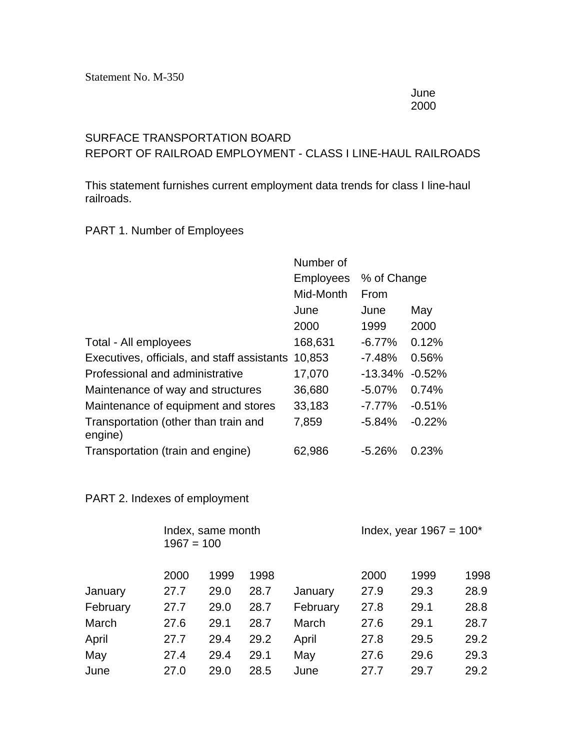Statement No. M-350

June
2000

# SURFACE TRANSPORTATION BOARD
## REPORT OF RAILROAD EMPLOYMENT - CLASS I LINE-HAUL RAILROADS

This statement furnishes current employment data trends for class I line-haul railroads.

### PART 1. Number of Employees

| | Number of Employees Mid-Month | % of Change From | |
|---|---|---|---|
| | June 2000 | June 1999 | May 2000 |
| Total - All employees | 168,631 | -6.77% | 0.12% |
| Executives, officials, and staff assistants | 10,853 | -7.48% | 0.56% |
| Professional and administrative | 17,070 | -13.34% | -0.52% |
| Maintenance of way and structures | 36,680 | -5.07% | 0.74% |
| Maintenance of equipment and stores | 33,183 | -7.77% | -0.51% |
| Transportation (other than train and engine) | 7,859 | -5.84% | -0.22% |
| Transportation (train and engine) | 62,986 | -5.26% | 0.23% |

### PART 2. Indexes of employment

| | Index, same month 1967 = 100 | | | | Index, year 1967 = 100* | | |
|---|---|---|---|---|---|---|---|
| | 2000 | 1999 | 1998 | | 2000 | 1999 | 1998 |
| January | 27.7 | 29.0 | 28.7 | January | 27.9 | 29.3 | 28.9 |
| February | 27.7 | 29.0 | 28.7 | February | 27.8 | 29.1 | 28.8 |
| March | 27.6 | 29.1 | 28.7 | March | 27.6 | 29.1 | 28.7 |
| April | 27.7 | 29.4 | 29.2 | April | 27.8 | 29.5 | 29.2 |
| May | 27.4 | 29.4 | 29.1 | May | 27.6 | 29.6 | 29.3 |
| June | 27.0 | 29.0 | 28.5 | June | 27.7 | 29.7 | 29.2 |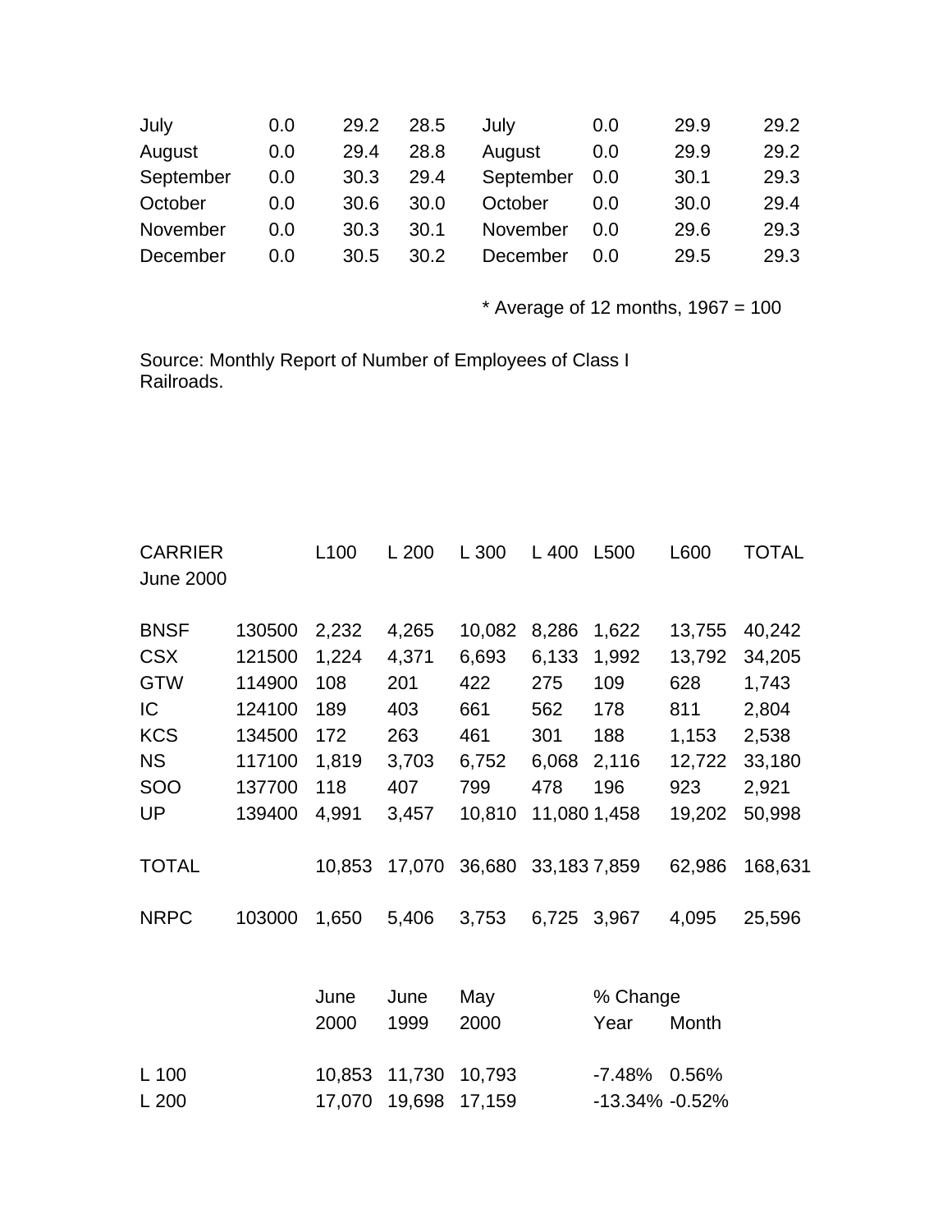| | | | | | | | |
|---|---|---|---|---|---|---|---|
| July | 0.0 | 29.2 | 28.5 | July | 0.0 | 29.9 | 29.2 |
| August | 0.0 | 29.4 | 28.8 | August | 0.0 | 29.9 | 29.2 |
| September | 0.0 | 30.3 | 29.4 | September | 0.0 | 30.1 | 29.3 |
| October | 0.0 | 30.6 | 30.0 | October | 0.0 | 30.0 | 29.4 |
| November | 0.0 | 30.3 | 30.1 | November | 0.0 | 29.6 | 29.3 |
| December | 0.0 | 30.5 | 30.2 | December | 0.0 | 29.5 | 29.3 |

* Average of 12 months, 1967 = 100

Source: Monthly Report of Number of Employees of Class I Railroads.

| CARRIER June 2000 | | L100 | L 200 | L 300 | L 400 | L500 | L600 | TOTAL |
|---|---|---|---|---|---|---|---|---|
| BNSF | 130500 | 2,232 | 4,265 | 10,082 | 8,286 | 1,622 | 13,755 | 40,242 |
| CSX | 121500 | 1,224 | 4,371 | 6,693 | 6,133 | 1,992 | 13,792 | 34,205 |
| GTW | 114900 | 108 | 201 | 422 | 275 | 109 | 628 | 1,743 |
| IC | 124100 | 189 | 403 | 661 | 562 | 178 | 811 | 2,804 |
| KCS | 134500 | 172 | 263 | 461 | 301 | 188 | 1,153 | 2,538 |
| NS | 117100 | 1,819 | 3,703 | 6,752 | 6,068 | 2,116 | 12,722 | 33,180 |
| SOO | 137700 | 118 | 407 | 799 | 478 | 196 | 923 | 2,921 |
| UP | 139400 | 4,991 | 3,457 | 10,810 | 11,080 | 1,458 | 19,202 | 50,998 |
| TOTAL | | 10,853 | 17,070 | 36,680 | 33,183 | 7,859 | 62,986 | 168,631 |
| NRPC | 103000 | 1,650 | 5,406 | 3,753 | 6,725 | 3,967 | 4,095 | 25,596 |

| | June 2000 | June 1999 | May 2000 | % Change Year | Month |
|---|---|---|---|---|---|
| L 100 | 10,853 | 11,730 | 10,793 | -7.48% | 0.56% |
| L 200 | 17,070 | 19,698 | 17,159 | -13.34% | -0.52% |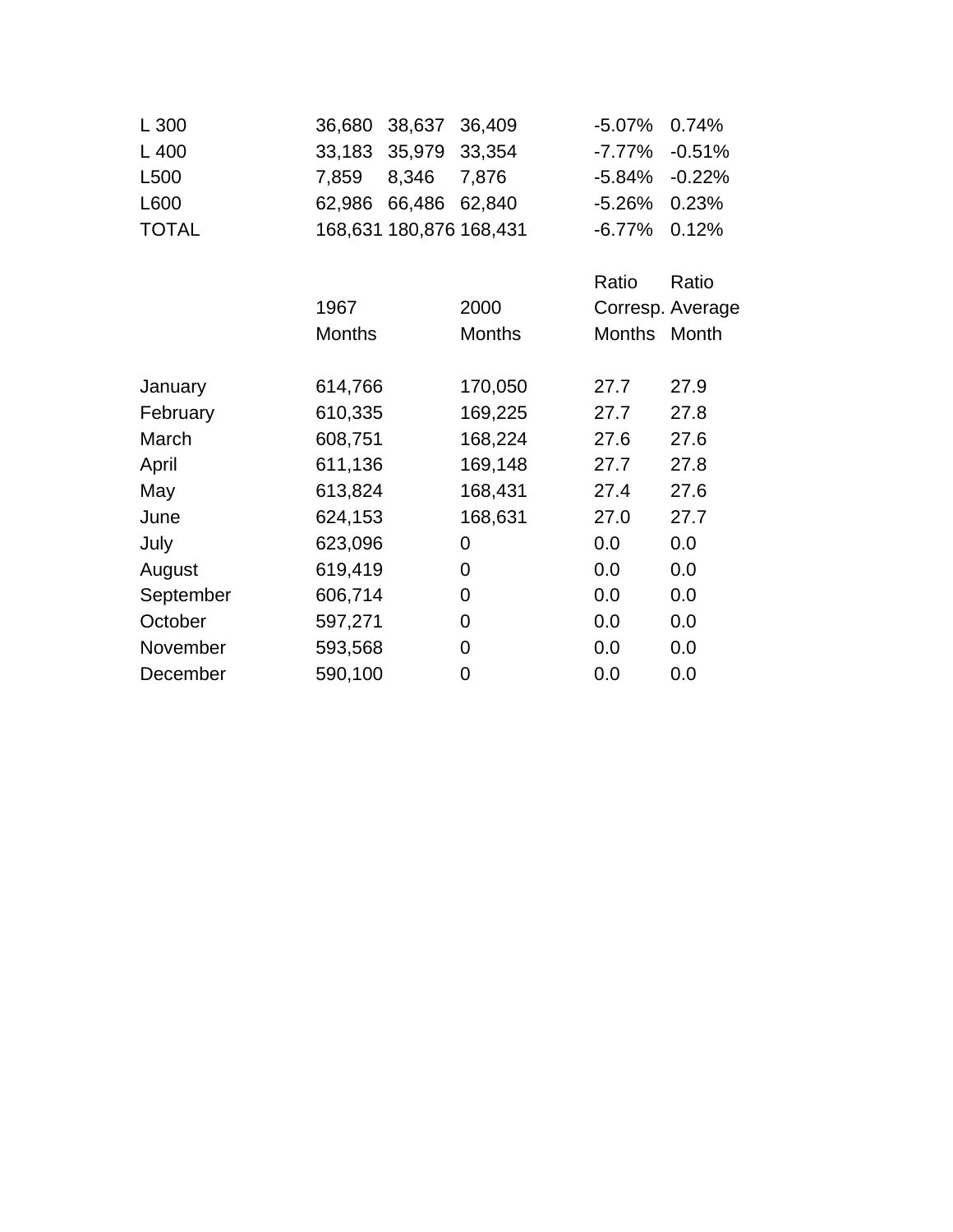| | | | | | |
|---|---|---|---|---|---|
| L 300 | 36,680 | 38,637 | 36,409 | -5.07% | 0.74% |
| L 400 | 33,183 | 35,979 | 33,354 | -7.77% | -0.51% |
| L500 | 7,859 | 8,346 | 7,876 | -5.84% | -0.22% |
| L600 | 62,986 | 66,486 | 62,840 | -5.26% | 0.23% |
| TOTAL | 168,631 | 180,876 | 168,431 | -6.77% | 0.12% |

| | 1967 Months | 2000 Months | Ratio Corresp. Months | Ratio Average Month |
|---|---|---|---|---|
| January | 614,766 | 170,050 | 27.7 | 27.9 |
| February | 610,335 | 169,225 | 27.7 | 27.8 |
| March | 608,751 | 168,224 | 27.6 | 27.6 |
| April | 611,136 | 169,148 | 27.7 | 27.8 |
| May | 613,824 | 168,431 | 27.4 | 27.6 |
| June | 624,153 | 168,631 | 27.0 | 27.7 |
| July | 623,096 | 0 | 0.0 | 0.0 |
| August | 619,419 | 0 | 0.0 | 0.0 |
| September | 606,714 | 0 | 0.0 | 0.0 |
| October | 597,271 | 0 | 0.0 | 0.0 |
| November | 593,568 | 0 | 0.0 | 0.0 |
| December | 590,100 | 0 | 0.0 | 0.0 |